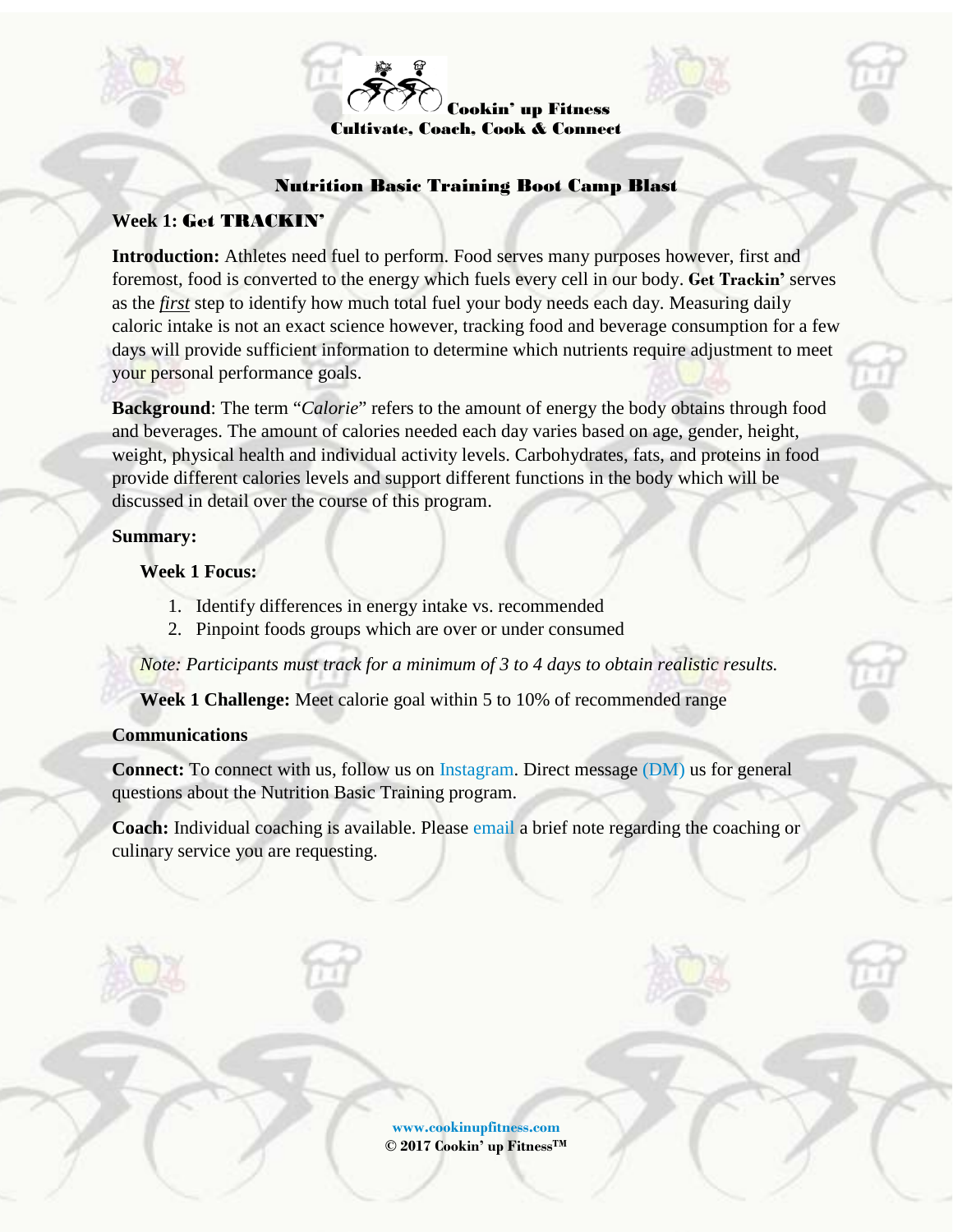**Cookin' up Fitness**
**Cultivate, Coach, Cook & Connect**

# Nutrition Basic Training Boot Camp Blast

## Week 1: Get TRACKIN'

**Introduction:** Athletes need fuel to perform. Food serves many purposes however, first and foremost, food is converted to the energy which fuels every cell in our body. **Get Trackin'** serves as the ***first*** step to identify how much total fuel your body needs each day. Measuring daily caloric intake is not an exact science however, tracking food and beverage consumption for a few days will provide sufficient information to determine which nutrients require adjustment to meet your personal performance goals.

**Background**: The term "*Calorie*" refers to the amount of energy the body obtains through food and beverages. The amount of calories needed each day varies based on age, gender, height, weight, physical health and individual activity levels. Carbohydrates, fats, and proteins in food provide different calories levels and support different functions in the body which will be discussed in detail over the course of this program.

**Summary:**

**Week 1 Focus:**

1. Identify differences in energy intake vs. recommended
2. Pinpoint foods groups which are over or under consumed

*Note: Participants must track for a minimum of 3 to 4 days to obtain realistic results.*

**Week 1 Challenge:** Meet calorie goal within 5 to 10% of recommended range

**Communications**

**Connect:** To connect with us, follow us on Instagram. Direct message (DM) us for general questions about the Nutrition Basic Training program.

**Coach:** Individual coaching is available. Please email a brief note regarding the coaching or culinary service you are requesting.

**www.cookinupfitness.com**
**© 2017 Cookin' up Fitness™**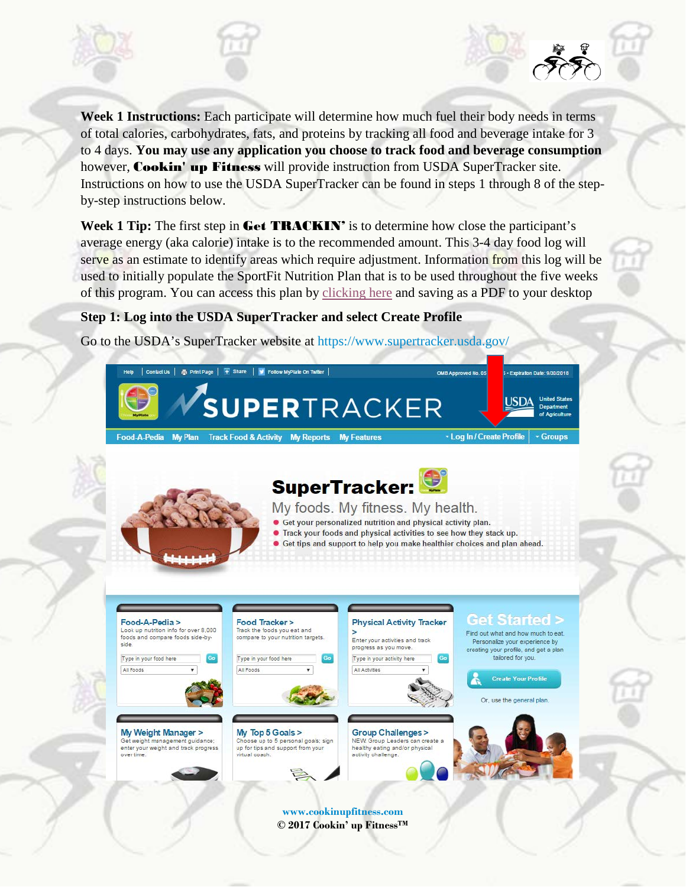**Week 1 Instructions:** Each participate will determine how much fuel their body needs in terms of total calories, carbohydrates, fats, and proteins by tracking all food and beverage intake for 3 to 4 days. **You may use any application you choose to track food and beverage consumption** however, **Cookin' up Fitness** will provide instruction from USDA SuperTracker site. Instructions on how to use the USDA SuperTracker can be found in steps 1 through 8 of the step-by-step instructions below.

**Week 1 Tip:** The first step in **Get TRACKIN'** is to determine how close the participant's average energy (aka calorie) intake is to the recommended amount. This 3-4 day food log will serve as an estimate to identify areas which require adjustment. Information from this log will be used to initially populate the SportFit Nutrition Plan that is to be used throughout the five weeks of this program. You can access this plan by clicking here and saving as a PDF to your desktop

**Step 1: Log into the USDA SuperTracker and select Create Profile**

Go to the USDA's SuperTracker website at https://www.supertracker.usda.gov/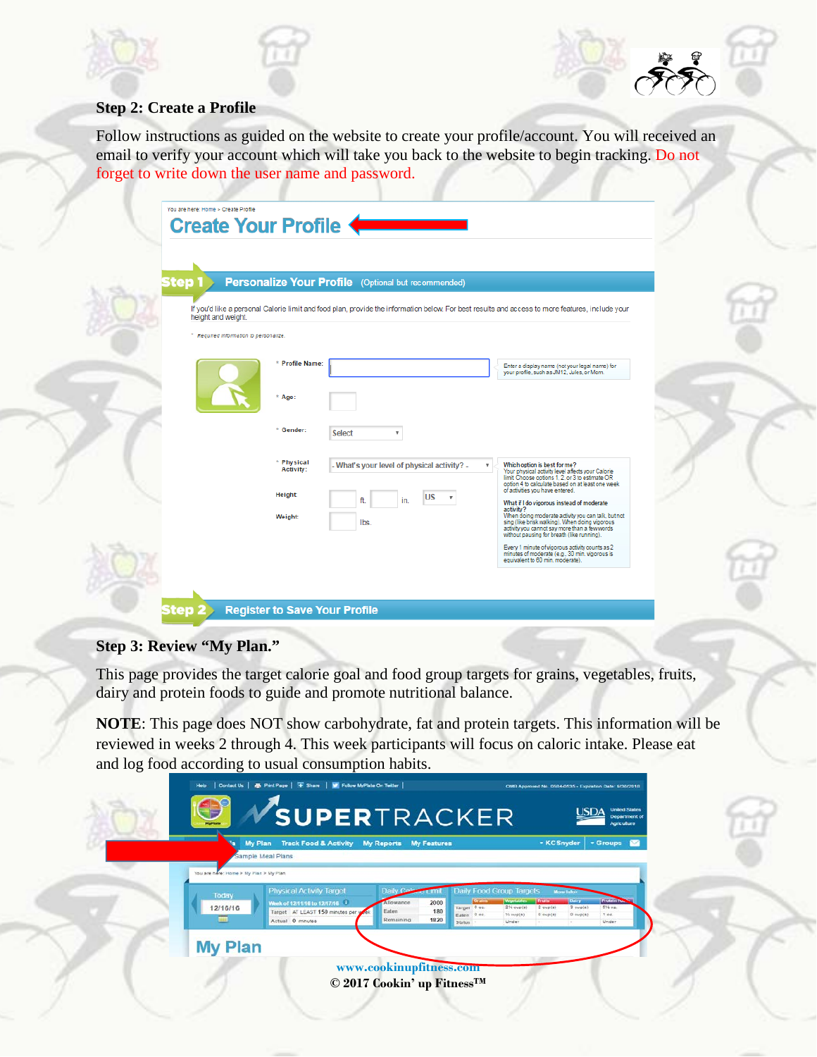### Step 2: Create a Profile

Follow instructions as guided on the website to create your profile/account. You will received an email to verify your account which will take you back to the website to begin tracking. Do not forget to write down the user name and password.

### Step 3: Review "My Plan."

This page provides the target calorie goal and food group targets for grains, vegetables, fruits, dairy and protein foods to guide and promote nutritional balance.

**NOTE**: This page does NOT show carbohydrate, fat and protein targets. This information will be reviewed in weeks 2 through 4. This week participants will focus on caloric intake. Please eat and log food according to usual consumption habits.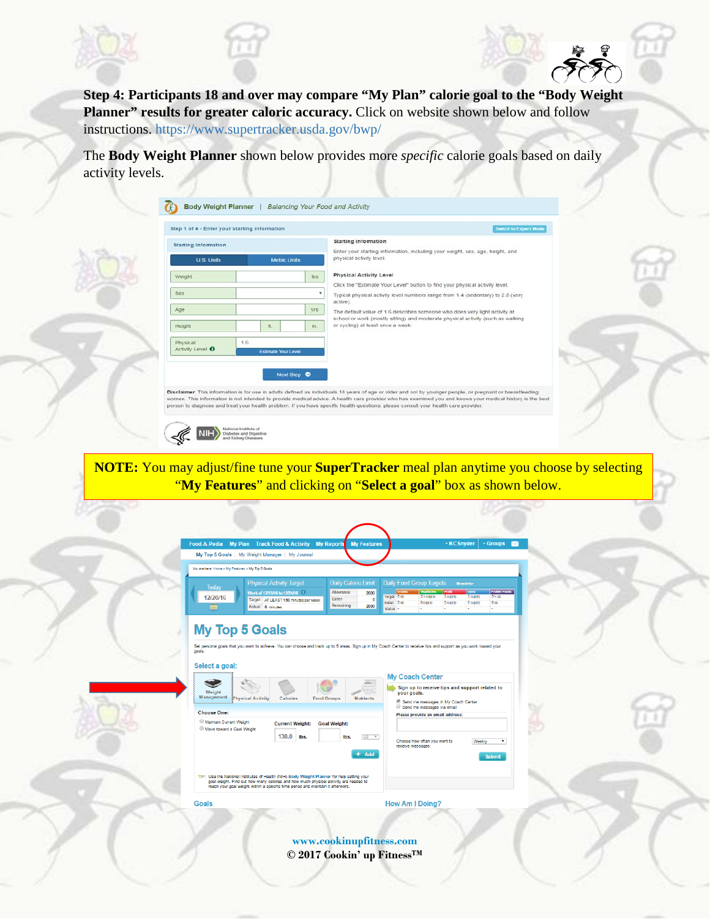**Step 4: Participants 18 and over may compare "My Plan" calorie goal to the "Body Weight Planner" results for greater caloric accuracy.** Click on website shown below and follow instructions. https://www.supertracker.usda.gov/bwp/

The **Body Weight Planner** shown below provides more *specific* calorie goals based on daily activity levels.

**NOTE:** You may adjust/fine tune your **SuperTracker** meal plan anytime you choose by selecting "**My Features**" and clicking on "**Select a goal**" box as shown below.

www.cookinupfitness.com

© 2017 Cookin' up Fitness™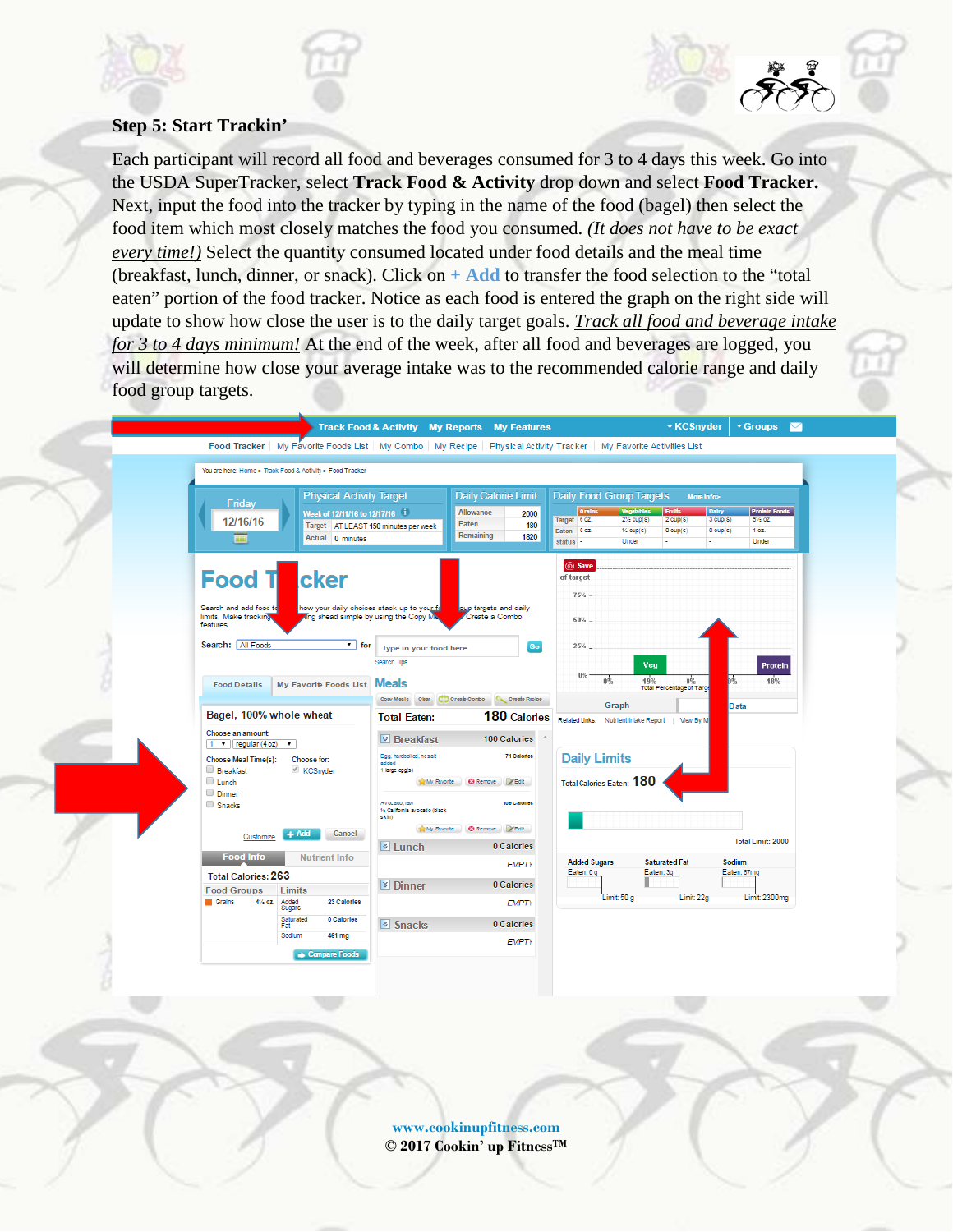## Step 5: Start Trackin'

Each participant will record all food and beverages consumed for 3 to 4 days this week. Go into the USDA SuperTracker, select **Track Food & Activity** drop down and select **Food Tracker.** Next, input the food into the tracker by typing in the name of the food (bagel) then select the food item which most closely matches the food you consumed. *(It does not have to be exact every time!)* Select the quantity consumed located under food details and the meal time (breakfast, lunch, dinner, or snack). Click on + Add to transfer the food selection to the "total eaten" portion of the food tracker. Notice as each food is entered the graph on the right side will update to show how close the user is to the daily target goals. *Track all food and beverage intake for 3 to 4 days minimum!* At the end of the week, after all food and beverages are logged, you will determine how close your average intake was to the recommended calorie range and daily food group targets.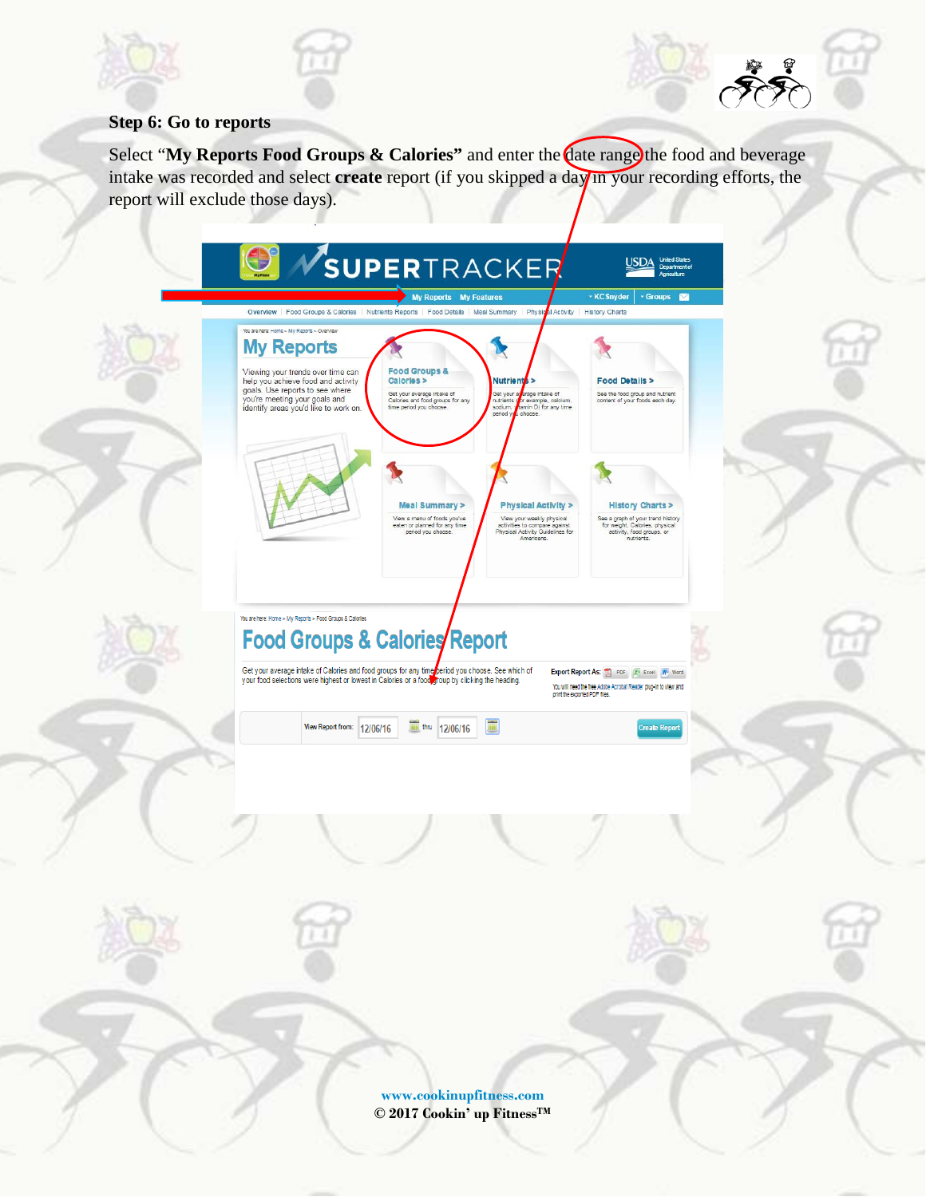**Step 6: Go to reports**

Select "**My Reports Food Groups & Calories"** and enter the date range the food and beverage intake was recorded and select **create** report (if you skipped a day in your recording efforts, the report will exclude those days).

www.cookinupfitness.com
© 2017 Cookin' up Fitness™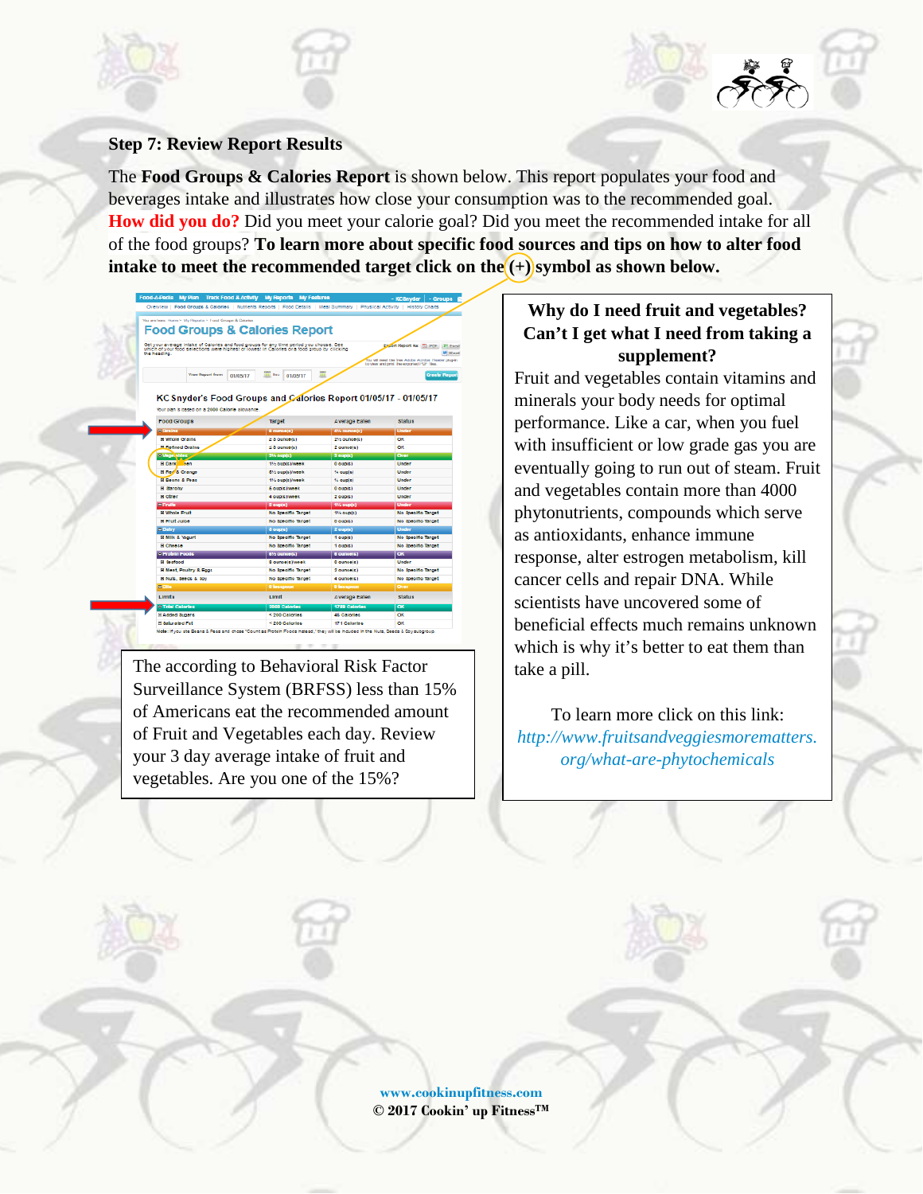## Step 7: Review Report Results

The **Food Groups & Calories Report** is shown below. This report populates your food and beverages intake and illustrates how close your consumption was to the recommended goal. **How did you do?** Did you meet your calorie goal? Did you meet the recommended intake for all of the food groups? **To learn more about specific food sources and tips on how to alter food intake to meet the recommended target click on the (+) symbol as shown below.**

The according to Behavioral Risk Factor Surveillance System (BRFSS) less than 15% of Americans eat the recommended amount of Fruit and Vegetables each day. Review your 3 day average intake of fruit and vegetables. Are you one of the 15%?

**Why do I need fruit and vegetables? Can't I get what I need from taking a supplement?**

Fruit and vegetables contain vitamins and minerals your body needs for optimal performance. Like a car, when you fuel with insufficient or low grade gas you are eventually going to run out of steam. Fruit and vegetables contain more than 4000 phytonutrients, compounds which serve as antioxidants, enhance immune response, alter estrogen metabolism, kill cancer cells and repair DNA. While scientists have uncovered some of beneficial effects much remains unknown which is why it's better to eat them than take a pill.

To learn more click on this link: *http://www.fruitsandveggiesmorematters.org/what-are-phytochemicals*

**www.cookinupfitness.com**
**© 2017 Cookin' up Fitness™**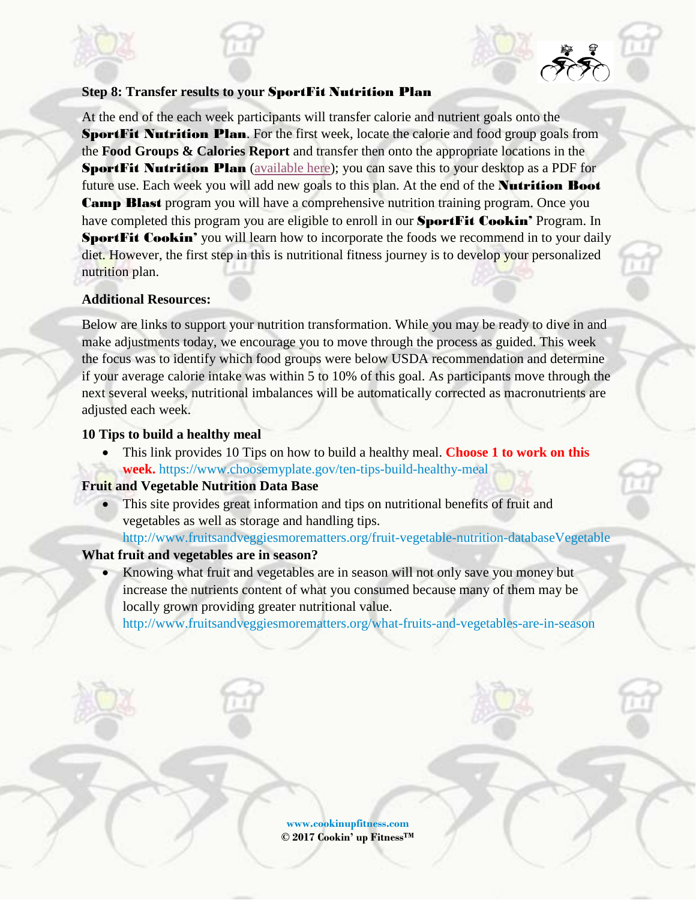**Step 8: Transfer results to your SportFit Nutrition Plan**

At the end of the each week participants will transfer calorie and nutrient goals onto the **SportFit Nutrition Plan**. For the first week, locate the calorie and food group goals from the **Food Groups & Calories Report** and transfer then onto the appropriate locations in the **SportFit Nutrition Plan** (available here); you can save this to your desktop as a PDF for future use. Each week you will add new goals to this plan. At the end of the **Nutrition Boot Camp Blast** program you will have a comprehensive nutrition training program. Once you have completed this program you are eligible to enroll in our **SportFit Cookin'** Program. In **SportFit Cookin'** you will learn how to incorporate the foods we recommend in to your daily diet. However, the first step in this is nutritional fitness journey is to develop your personalized nutrition plan.

**Additional Resources:**

Below are links to support your nutrition transformation. While you may be ready to dive in and make adjustments today, we encourage you to move through the process as guided. This week the focus was to identify which food groups were below USDA recommendation and determine if your average calorie intake was within 5 to 10% of this goal. As participants move through the next several weeks, nutritional imbalances will be automatically corrected as macronutrients are adjusted each week.

**10 Tips to build a healthy meal**

- This link provides 10 Tips on how to build a healthy meal. **Choose 1 to work on this week.** https://www.choosemyplate.gov/ten-tips-build-healthy-meal

**Fruit and Vegetable Nutrition Data Base**

- This site provides great information and tips on nutritional benefits of fruit and vegetables as well as storage and handling tips. http://www.fruitsandveggiesmorematters.org/fruit-vegetable-nutrition-databaseVegetable

**What fruit and vegetables are in season?**

- Knowing what fruit and vegetables are in season will not only save you money but increase the nutrients content of what you consumed because many of them may be locally grown providing greater nutritional value. http://www.fruitsandveggiesmorematters.org/what-fruits-and-vegetables-are-in-season

www.cookinupfitness.com
© 2017 Cookin' up Fitness™